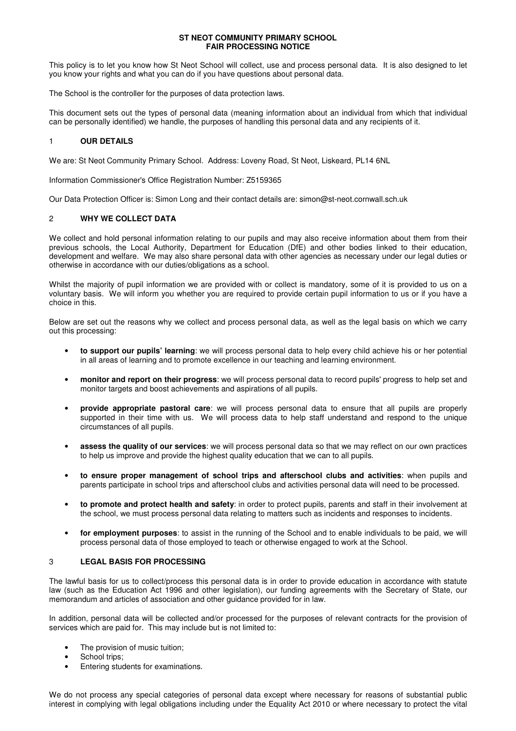# ST NEOT COMMUNITY PRIMARY SCHOOL
# FAIR PROCESSING NOTICE

This policy is to let you know how St Neot School will collect, use and process personal data. It is also designed to let you know your rights and what you can do if you have questions about personal data.

The School is the controller for the purposes of data protection laws.

This document sets out the types of personal data (meaning information about an individual from which that individual can be personally identified) we handle, the purposes of handling this personal data and any recipients of it.

## 1 OUR DETAILS

We are: St Neot Community Primary School. Address: Loveny Road, St Neot, Liskeard, PL14 6NL

Information Commissioner's Office Registration Number: Z5159365

Our Data Protection Officer is: Simon Long and their contact details are: simon@st-neot.cornwall.sch.uk

## 2 WHY WE COLLECT DATA

We collect and hold personal information relating to our pupils and may also receive information about them from their previous schools, the Local Authority, Department for Education (DfE) and other bodies linked to their education, development and welfare. We may also share personal data with other agencies as necessary under our legal duties or otherwise in accordance with our duties/obligations as a school.

Whilst the majority of pupil information we are provided with or collect is mandatory, some of it is provided to us on a voluntary basis. We will inform you whether you are required to provide certain pupil information to us or if you have a choice in this.

Below are set out the reasons why we collect and process personal data, as well as the legal basis on which we carry out this processing:

- **to support our pupils' learning**: we will process personal data to help every child achieve his or her potential in all areas of learning and to promote excellence in our teaching and learning environment.
- **monitor and report on their progress**: we will process personal data to record pupils' progress to help set and monitor targets and boost achievements and aspirations of all pupils.
- **provide appropriate pastoral care**: we will process personal data to ensure that all pupils are properly supported in their time with us. We will process data to help staff understand and respond to the unique circumstances of all pupils.
- **assess the quality of our services**: we will process personal data so that we may reflect on our own practices to help us improve and provide the highest quality education that we can to all pupils.
- **to ensure proper management of school trips and afterschool clubs and activities**: when pupils and parents participate in school trips and afterschool clubs and activities personal data will need to be processed.
- **to promote and protect health and safety**: in order to protect pupils, parents and staff in their involvement at the school, we must process personal data relating to matters such as incidents and responses to incidents.
- **for employment purposes**: to assist in the running of the School and to enable individuals to be paid, we will process personal data of those employed to teach or otherwise engaged to work at the School.

## 3 LEGAL BASIS FOR PROCESSING

The lawful basis for us to collect/process this personal data is in order to provide education in accordance with statute law (such as the Education Act 1996 and other legislation), our funding agreements with the Secretary of State, our memorandum and articles of association and other guidance provided for in law.

In addition, personal data will be collected and/or processed for the purposes of relevant contracts for the provision of services which are paid for. This may include but is not limited to:

- The provision of music tuition;
- School trips;
- Entering students for examinations.

We do not process any special categories of personal data except where necessary for reasons of substantial public interest in complying with legal obligations including under the Equality Act 2010 or where necessary to protect the vital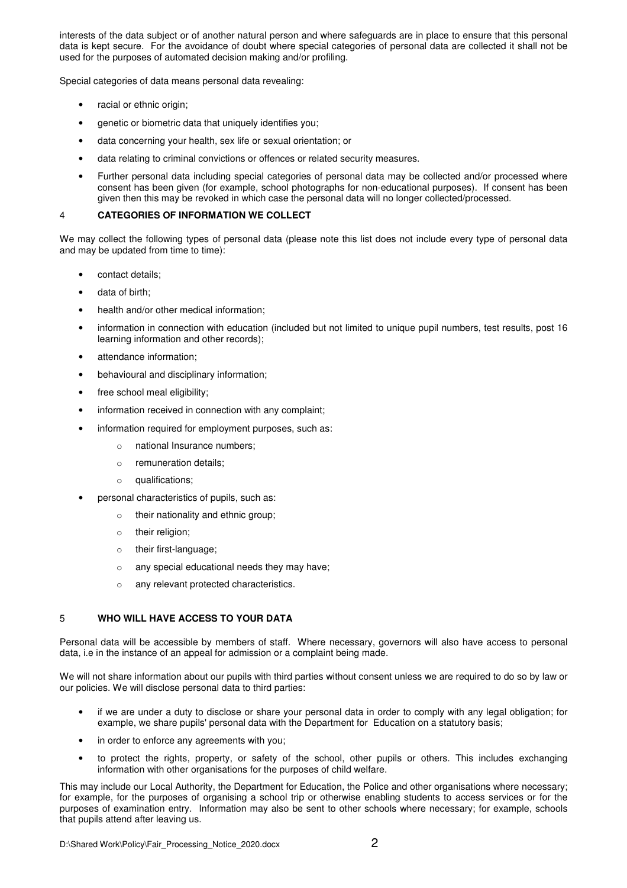interests of the data subject or of another natural person and where safeguards are in place to ensure that this personal data is kept secure. For the avoidance of doubt where special categories of personal data are collected it shall not be used for the purposes of automated decision making and/or profiling.

Special categories of data means personal data revealing:

- racial or ethnic origin;
- genetic or biometric data that uniquely identifies you;
- data concerning your health, sex life or sexual orientation; or
- data relating to criminal convictions or offences or related security measures.
- Further personal data including special categories of personal data may be collected and/or processed where consent has been given (for example, school photographs for non-educational purposes). If consent has been given then this may be revoked in which case the personal data will no longer collected/processed.

## 4 CATEGORIES OF INFORMATION WE COLLECT

We may collect the following types of personal data (please note this list does not include every type of personal data and may be updated from time to time):

- contact details;
- data of birth;
- health and/or other medical information;
- information in connection with education (included but not limited to unique pupil numbers, test results, post 16 learning information and other records);
- attendance information;
- behavioural and disciplinary information;
- free school meal eligibility;
- information received in connection with any complaint;
- information required for employment purposes, such as:
  - national Insurance numbers;
  - remuneration details;
  - qualifications;
- personal characteristics of pupils, such as:
  - their nationality and ethnic group;
  - their religion;
  - their first-language;
  - any special educational needs they may have;
  - any relevant protected characteristics.

## 5 WHO WILL HAVE ACCESS TO YOUR DATA

Personal data will be accessible by members of staff. Where necessary, governors will also have access to personal data, i.e in the instance of an appeal for admission or a complaint being made.

We will not share information about our pupils with third parties without consent unless we are required to do so by law or our policies. We will disclose personal data to third parties:

- if we are under a duty to disclose or share your personal data in order to comply with any legal obligation; for example, we share pupils' personal data with the Department for Education on a statutory basis;
- in order to enforce any agreements with you;
- to protect the rights, property, or safety of the school, other pupils or others. This includes exchanging information with other organisations for the purposes of child welfare.

This may include our Local Authority, the Department for Education, the Police and other organisations where necessary; for example, for the purposes of organising a school trip or otherwise enabling students to access services or for the purposes of examination entry. Information may also be sent to other schools where necessary; for example, schools that pupils attend after leaving us.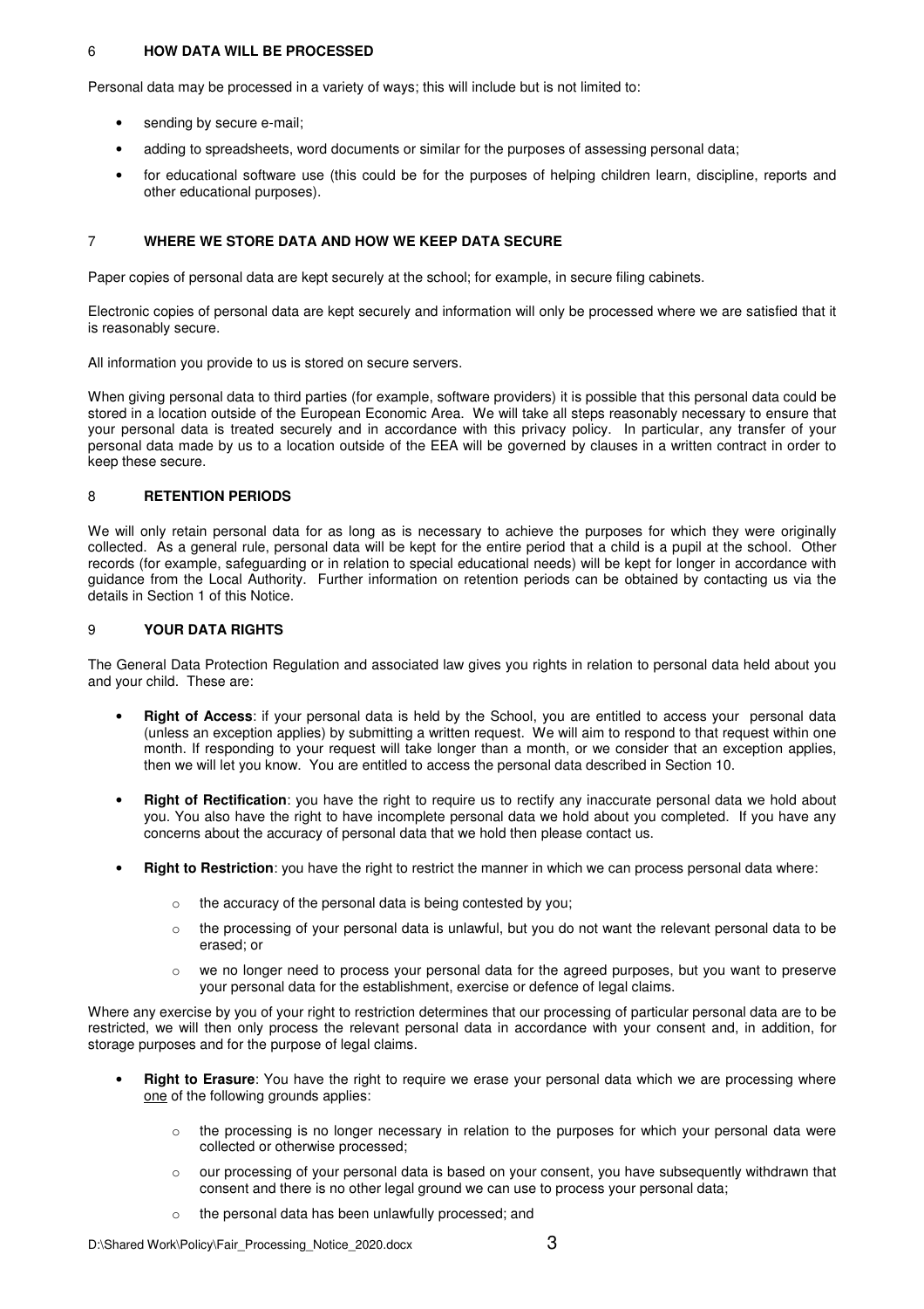## 6 HOW DATA WILL BE PROCESSED

Personal data may be processed in a variety of ways; this will include but is not limited to:

- sending by secure e-mail;
- adding to spreadsheets, word documents or similar for the purposes of assessing personal data;
- for educational software use (this could be for the purposes of helping children learn, discipline, reports and other educational purposes).

## 7 WHERE WE STORE DATA AND HOW WE KEEP DATA SECURE

Paper copies of personal data are kept securely at the school; for example, in secure filing cabinets.

Electronic copies of personal data are kept securely and information will only be processed where we are satisfied that it is reasonably secure.

All information you provide to us is stored on secure servers.

When giving personal data to third parties (for example, software providers) it is possible that this personal data could be stored in a location outside of the European Economic Area. We will take all steps reasonably necessary to ensure that your personal data is treated securely and in accordance with this privacy policy. In particular, any transfer of your personal data made by us to a location outside of the EEA will be governed by clauses in a written contract in order to keep these secure.

## 8 RETENTION PERIODS

We will only retain personal data for as long as is necessary to achieve the purposes for which they were originally collected. As a general rule, personal data will be kept for the entire period that a child is a pupil at the school. Other records (for example, safeguarding or in relation to special educational needs) will be kept for longer in accordance with guidance from the Local Authority. Further information on retention periods can be obtained by contacting us via the details in Section 1 of this Notice.

## 9 YOUR DATA RIGHTS

The General Data Protection Regulation and associated law gives you rights in relation to personal data held about you and your child. These are:

- **Right of Access**: if your personal data is held by the School, you are entitled to access your personal data (unless an exception applies) by submitting a written request. We will aim to respond to that request within one month. If responding to your request will take longer than a month, or we consider that an exception applies, then we will let you know. You are entitled to access the personal data described in Section 10.

- **Right of Rectification**: you have the right to require us to rectify any inaccurate personal data we hold about you. You also have the right to have incomplete personal data we hold about you completed. If you have any concerns about the accuracy of personal data that we hold then please contact us.

- **Right to Restriction**: you have the right to restrict the manner in which we can process personal data where:

    - the accuracy of the personal data is being contested by you;
    - the processing of your personal data is unlawful, but you do not want the relevant personal data to be erased; or
    - we no longer need to process your personal data for the agreed purposes, but you want to preserve your personal data for the establishment, exercise or defence of legal claims.

Where any exercise by you of your right to restriction determines that our processing of particular personal data are to be restricted, we will then only process the relevant personal data in accordance with your consent and, in addition, for storage purposes and for the purpose of legal claims.

- **Right to Erasure**: You have the right to require we erase your personal data which we are processing where <u>one</u> of the following grounds applies:

    - the processing is no longer necessary in relation to the purposes for which your personal data were collected or otherwise processed;
    - our processing of your personal data is based on your consent, you have subsequently withdrawn that consent and there is no other legal ground we can use to process your personal data;
    - the personal data has been unlawfully processed; and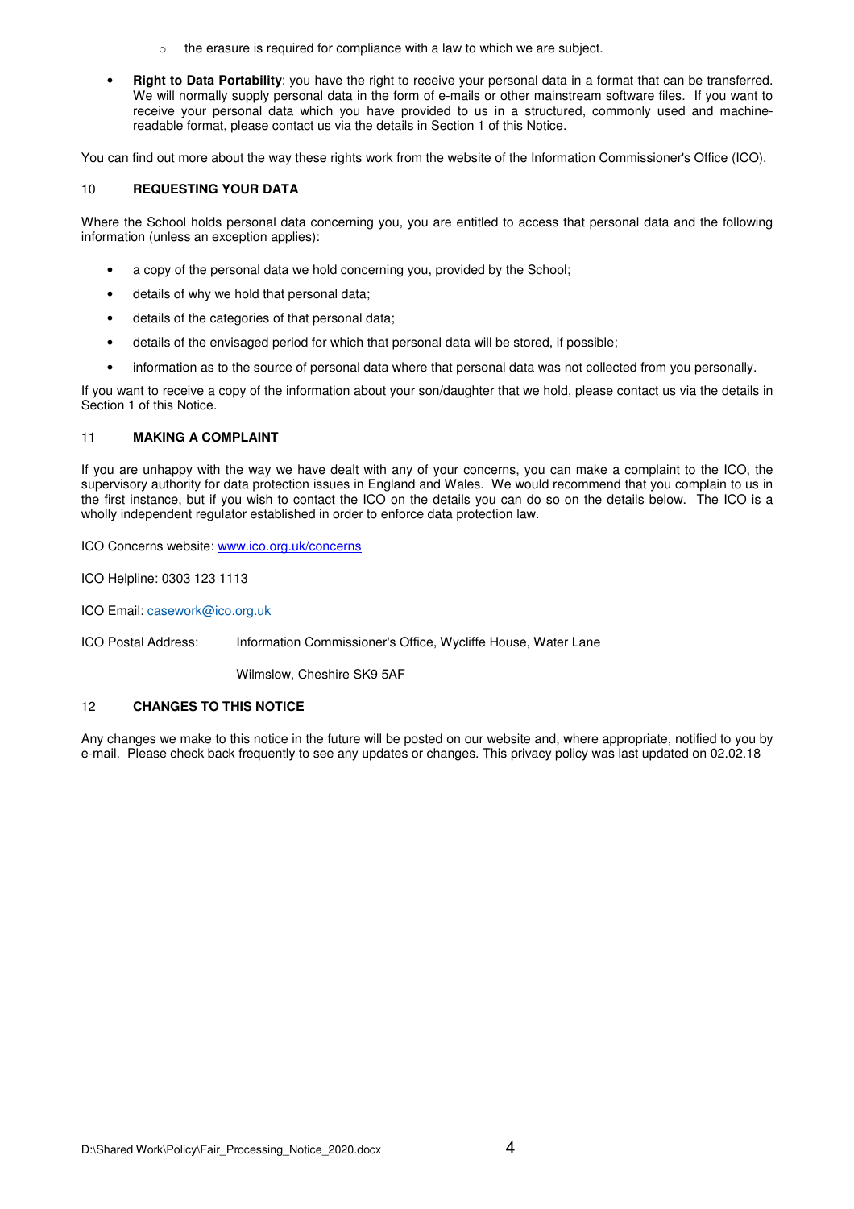- the erasure is required for compliance with a law to which we are subject.

- **Right to Data Portability**: you have the right to receive your personal data in a format that can be transferred. We will normally supply personal data in the form of e-mails or other mainstream software files. If you want to receive your personal data which you have provided to us in a structured, commonly used and machine-readable format, please contact us via the details in Section 1 of this Notice.

You can find out more about the way these rights work from the website of the Information Commissioner's Office (ICO).

## 10 REQUESTING YOUR DATA

Where the School holds personal data concerning you, you are entitled to access that personal data and the following information (unless an exception applies):

- a copy of the personal data we hold concerning you, provided by the School;
- details of why we hold that personal data;
- details of the categories of that personal data;
- details of the envisaged period for which that personal data will be stored, if possible;
- information as to the source of personal data where that personal data was not collected from you personally.

If you want to receive a copy of the information about your son/daughter that we hold, please contact us via the details in Section 1 of this Notice.

## 11 MAKING A COMPLAINT

If you are unhappy with the way we have dealt with any of your concerns, you can make a complaint to the ICO, the supervisory authority for data protection issues in England and Wales. We would recommend that you complain to us in the first instance, but if you wish to contact the ICO on the details you can do so on the details below. The ICO is a wholly independent regulator established in order to enforce data protection law.

ICO Concerns website: www.ico.org.uk/concerns

ICO Helpline: 0303 123 1113

ICO Email: casework@ico.org.uk

ICO Postal Address: Information Commissioner's Office, Wycliffe House, Water Lane
Wilmslow, Cheshire SK9 5AF

## 12 CHANGES TO THIS NOTICE

Any changes we make to this notice in the future will be posted on our website and, where appropriate, notified to you by e-mail. Please check back frequently to see any updates or changes. This privacy policy was last updated on 02.02.18

D:\Shared Work\Policy\Fair_Processing_Notice_2020.docx